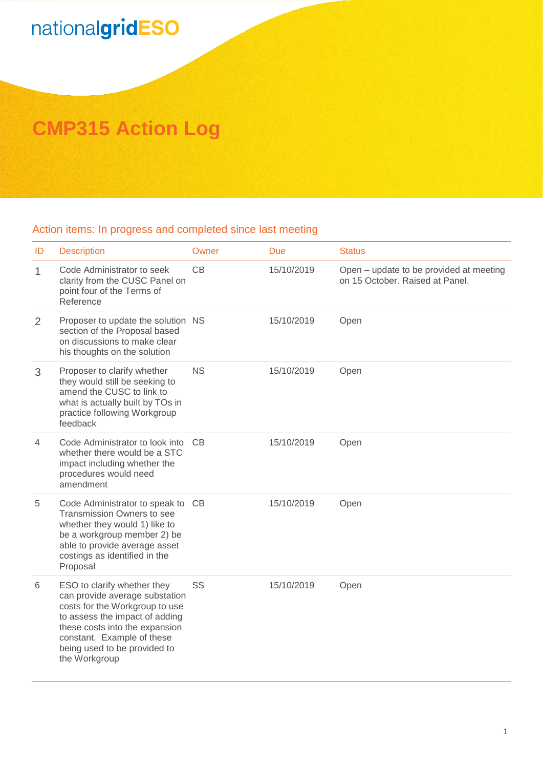nationalgridESO

# CMP315 Action Log

## Action items: In progress and completed since last meeting

| ID | Description | Owner | Due | Status |
|---|---|---|---|---|
| 1 | Code Administrator to seek clarity from the CUSC Panel on point four of the Terms of Reference | CB | 15/10/2019 | Open – update to be provided at meeting on 15 October. Raised at Panel. |
| 2 | Proposer to update the solution section of the Proposal based on discussions to make clear his thoughts on the solution | NS | 15/10/2019 | Open |
| 3 | Proposer to clarify whether they would still be seeking to amend the CUSC to link to what is actually built by TOs in practice following Workgroup feedback | NS | 15/10/2019 | Open |
| 4 | Code Administrator to look into whether there would be a STC impact including whether the procedures would need amendment | CB | 15/10/2019 | Open |
| 5 | Code Administrator to speak to Transmission Owners to see whether they would 1) like to be a workgroup member 2) be able to provide average asset costings as identified in the Proposal | CB | 15/10/2019 | Open |
| 6 | ESO to clarify whether they can provide average substation costs for the Workgroup to use to assess the impact of adding these costs into the expansion constant. Example of these being used to be provided to the Workgroup | SS | 15/10/2019 | Open |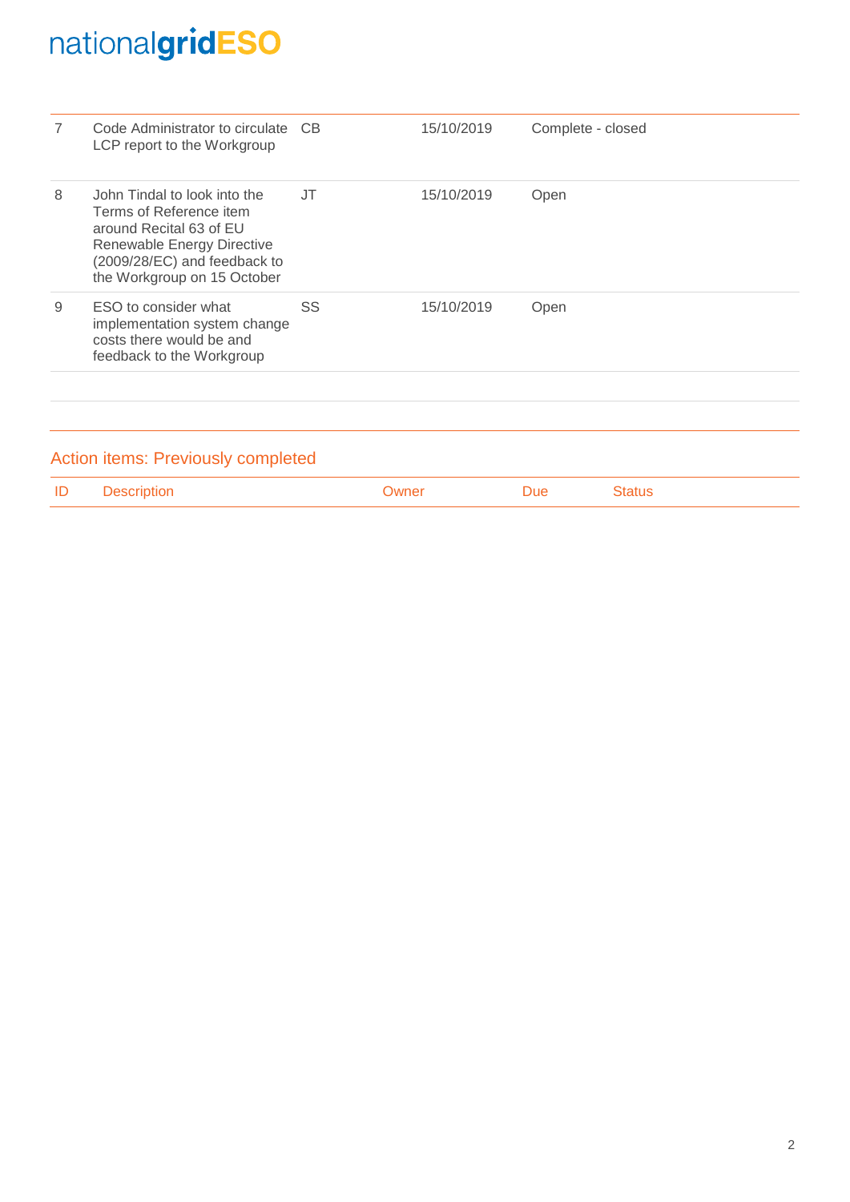| | | | | |
|---|---|---|---|---|
| 7 | Code Administrator to circulate LCP report to the Workgroup | CB | 15/10/2019 | Complete - closed |
| 8 | John Tindal to look into the Terms of Reference item around Recital 63 of EU Renewable Energy Directive (2009/28/EC) and feedback to the Workgroup on 15 October | JT | 15/10/2019 | Open |
| 9 | ESO to consider what implementation system change costs there would be and feedback to the Workgroup | SS | 15/10/2019 | Open |
| | | | | |
| | | | | |

## Action items: Previously completed

| ID | Description | Owner | Due | Status |
|---|---|---|---|---|